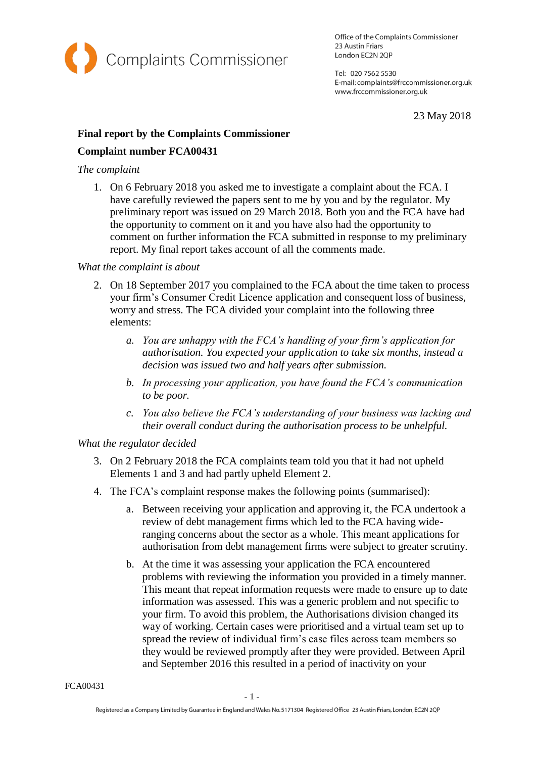Complaints Commissioner

Office of the Complaints Commissioner
23 Austin Friars
London EC2N 2QP

Tel: 020 7562 5530
E-mail: complaints@frccommissioner.org.uk
www.frccommissioner.org.uk

23 May 2018

**Final report by the Complaints Commissioner**

**Complaint number FCA00431**

*The complaint*

1. On 6 February 2018 you asked me to investigate a complaint about the FCA. I have carefully reviewed the papers sent to me by you and by the regulator. My preliminary report was issued on 29 March 2018. Both you and the FCA have had the opportunity to comment on it and you have also had the opportunity to comment on further information the FCA submitted in response to my preliminary report. My final report takes account of all the comments made.

*What the complaint is about*

2. On 18 September 2017 you complained to the FCA about the time taken to process your firm's Consumer Credit Licence application and consequent loss of business, worry and stress. The FCA divided your complaint into the following three elements:

    a. *You are unhappy with the FCA's handling of your firm's application for authorisation. You expected your application to take six months, instead a decision was issued two and half years after submission.*

    b. *In processing your application, you have found the FCA's communication to be poor.*

    c. *You also believe the FCA's understanding of your business was lacking and their overall conduct during the authorisation process to be unhelpful.*

*What the regulator decided*

3. On 2 February 2018 the FCA complaints team told you that it had not upheld Elements 1 and 3 and had partly upheld Element 2.

4. The FCA's complaint response makes the following points (summarised):

    a. Between receiving your application and approving it, the FCA undertook a review of debt management firms which led to the FCA having wide-ranging concerns about the sector as a whole. This meant applications for authorisation from debt management firms were subject to greater scrutiny.

    b. At the time it was assessing your application the FCA encountered problems with reviewing the information you provided in a timely manner. This meant that repeat information requests were made to ensure up to date information was assessed. This was a generic problem and not specific to your firm. To avoid this problem, the Authorisations division changed its way of working. Certain cases were prioritised and a virtual team set up to spread the review of individual firm's case files across team members so they would be reviewed promptly after they were provided. Between April and September 2016 this resulted in a period of inactivity on your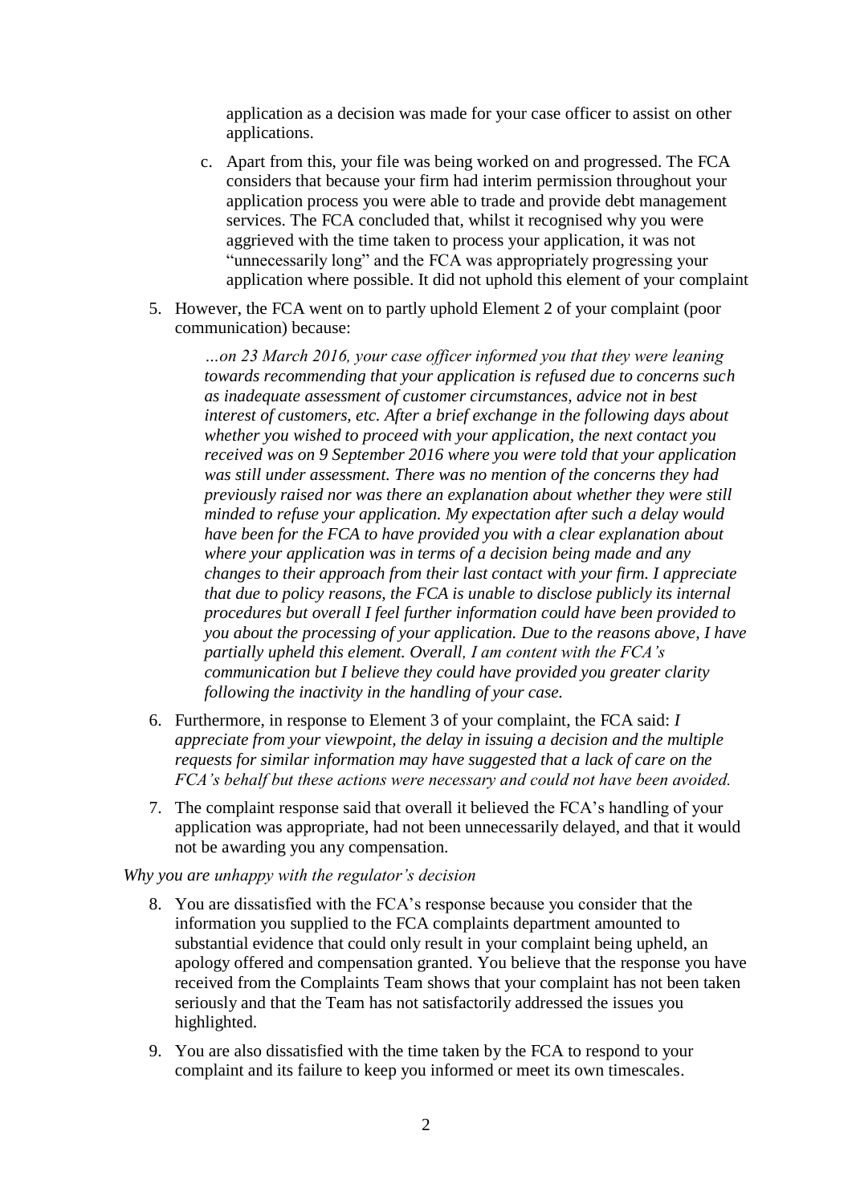application as a decision was made for your case officer to assist on other applications.

   c. Apart from this, your file was being worked on and progressed. The FCA considers that because your firm had interim permission throughout your application process you were able to trade and provide debt management services. The FCA concluded that, whilst it recognised why you were aggrieved with the time taken to process your application, it was not "unnecessarily long" and the FCA was appropriately progressing your application where possible. It did not uphold this element of your complaint

5. However, the FCA went on to partly uphold Element 2 of your complaint (poor communication) because:

   *…on 23 March 2016, your case officer informed you that they were leaning towards recommending that your application is refused due to concerns such as inadequate assessment of customer circumstances, advice not in best interest of customers, etc. After a brief exchange in the following days about whether you wished to proceed with your application, the next contact you received was on 9 September 2016 where you were told that your application was still under assessment. There was no mention of the concerns they had previously raised nor was there an explanation about whether they were still minded to refuse your application. My expectation after such a delay would have been for the FCA to have provided you with a clear explanation about where your application was in terms of a decision being made and any changes to their approach from their last contact with your firm. I appreciate that due to policy reasons, the FCA is unable to disclose publicly its internal procedures but overall I feel further information could have been provided to you about the processing of your application. Due to the reasons above, I have partially upheld this element. Overall, I am content with the FCA's communication but I believe they could have provided you greater clarity following the inactivity in the handling of your case.*

6. Furthermore, in response to Element 3 of your complaint, the FCA said: *I appreciate from your viewpoint, the delay in issuing a decision and the multiple requests for similar information may have suggested that a lack of care on the FCA's behalf but these actions were necessary and could not have been avoided.*

7. The complaint response said that overall it believed the FCA's handling of your application was appropriate, had not been unnecessarily delayed, and that it would not be awarding you any compensation.

*Why you are unhappy with the regulator's decision*

8. You are dissatisfied with the FCA's response because you consider that the information you supplied to the FCA complaints department amounted to substantial evidence that could only result in your complaint being upheld, an apology offered and compensation granted. You believe that the response you have received from the Complaints Team shows that your complaint has not been taken seriously and that the Team has not satisfactorily addressed the issues you highlighted.

9. You are also dissatisfied with the time taken by the FCA to respond to your complaint and its failure to keep you informed or meet its own timescales.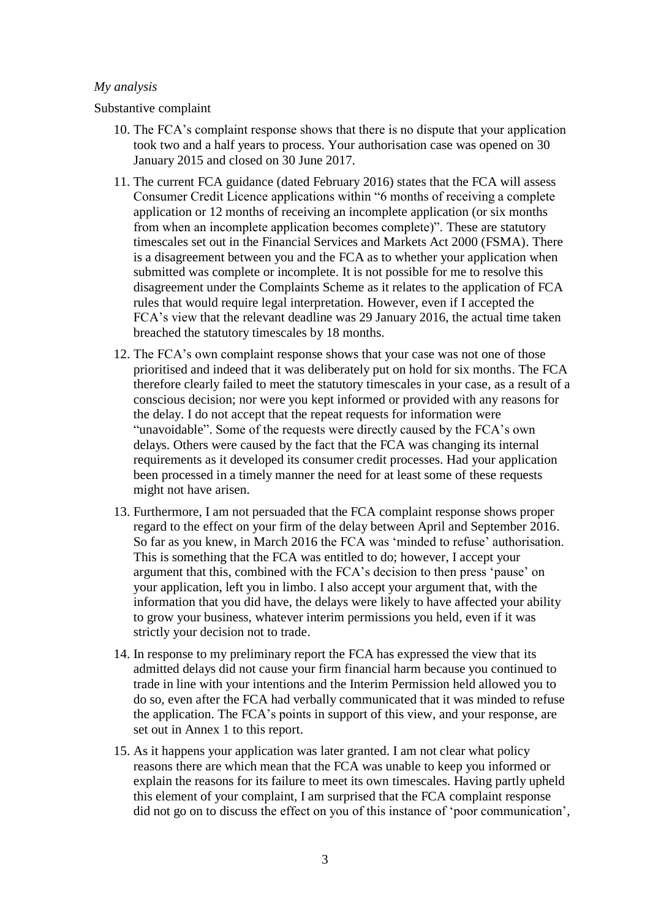*My analysis*

Substantive complaint

10. The FCA's complaint response shows that there is no dispute that your application took two and a half years to process. Your authorisation case was opened on 30 January 2015 and closed on 30 June 2017.

11. The current FCA guidance (dated February 2016) states that the FCA will assess Consumer Credit Licence applications within "6 months of receiving a complete application or 12 months of receiving an incomplete application (or six months from when an incomplete application becomes complete)". These are statutory timescales set out in the Financial Services and Markets Act 2000 (FSMA). There is a disagreement between you and the FCA as to whether your application when submitted was complete or incomplete. It is not possible for me to resolve this disagreement under the Complaints Scheme as it relates to the application of FCA rules that would require legal interpretation. However, even if I accepted the FCA's view that the relevant deadline was 29 January 2016, the actual time taken breached the statutory timescales by 18 months.

12. The FCA's own complaint response shows that your case was not one of those prioritised and indeed that it was deliberately put on hold for six months. The FCA therefore clearly failed to meet the statutory timescales in your case, as a result of a conscious decision; nor were you kept informed or provided with any reasons for the delay. I do not accept that the repeat requests for information were "unavoidable". Some of the requests were directly caused by the FCA's own delays. Others were caused by the fact that the FCA was changing its internal requirements as it developed its consumer credit processes. Had your application been processed in a timely manner the need for at least some of these requests might not have arisen.

13. Furthermore, I am not persuaded that the FCA complaint response shows proper regard to the effect on your firm of the delay between April and September 2016. So far as you knew, in March 2016 the FCA was 'minded to refuse' authorisation. This is something that the FCA was entitled to do; however, I accept your argument that this, combined with the FCA's decision to then press 'pause' on your application, left you in limbo. I also accept your argument that, with the information that you did have, the delays were likely to have affected your ability to grow your business, whatever interim permissions you held, even if it was strictly your decision not to trade.

14. In response to my preliminary report the FCA has expressed the view that its admitted delays did not cause your firm financial harm because you continued to trade in line with your intentions and the Interim Permission held allowed you to do so, even after the FCA had verbally communicated that it was minded to refuse the application. The FCA's points in support of this view, and your response, are set out in Annex 1 to this report.

15. As it happens your application was later granted. I am not clear what policy reasons there are which mean that the FCA was unable to keep you informed or explain the reasons for its failure to meet its own timescales. Having partly upheld this element of your complaint, I am surprised that the FCA complaint response did not go on to discuss the effect on you of this instance of 'poor communication',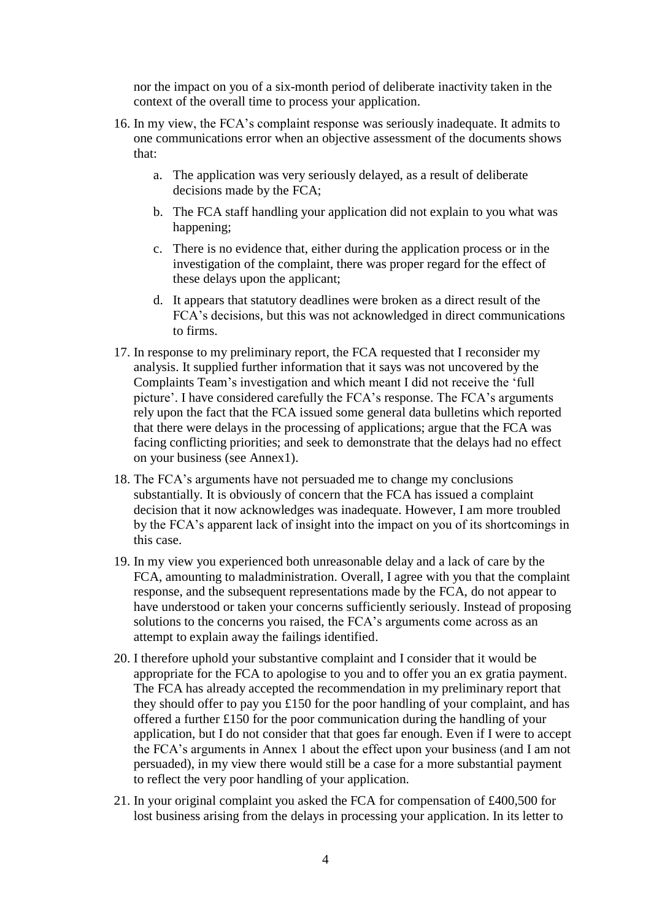nor the impact on you of a six-month period of deliberate inactivity taken in the context of the overall time to process your application.

16. In my view, the FCA's complaint response was seriously inadequate. It admits to one communications error when an objective assessment of the documents shows that:

    a. The application was very seriously delayed, as a result of deliberate decisions made by the FCA;

    b. The FCA staff handling your application did not explain to you what was happening;

    c. There is no evidence that, either during the application process or in the investigation of the complaint, there was proper regard for the effect of these delays upon the applicant;

    d. It appears that statutory deadlines were broken as a direct result of the FCA's decisions, but this was not acknowledged in direct communications to firms.

17. In response to my preliminary report, the FCA requested that I reconsider my analysis. It supplied further information that it says was not uncovered by the Complaints Team's investigation and which meant I did not receive the 'full picture'. I have considered carefully the FCA's response. The FCA's arguments rely upon the fact that the FCA issued some general data bulletins which reported that there were delays in the processing of applications; argue that the FCA was facing conflicting priorities; and seek to demonstrate that the delays had no effect on your business (see Annex1).

18. The FCA's arguments have not persuaded me to change my conclusions substantially. It is obviously of concern that the FCA has issued a complaint decision that it now acknowledges was inadequate. However, I am more troubled by the FCA's apparent lack of insight into the impact on you of its shortcomings in this case.

19. In my view you experienced both unreasonable delay and a lack of care by the FCA, amounting to maladministration. Overall, I agree with you that the complaint response, and the subsequent representations made by the FCA, do not appear to have understood or taken your concerns sufficiently seriously. Instead of proposing solutions to the concerns you raised, the FCA's arguments come across as an attempt to explain away the failings identified.

20. I therefore uphold your substantive complaint and I consider that it would be appropriate for the FCA to apologise to you and to offer you an ex gratia payment. The FCA has already accepted the recommendation in my preliminary report that they should offer to pay you £150 for the poor handling of your complaint, and has offered a further £150 for the poor communication during the handling of your application, but I do not consider that that goes far enough. Even if I were to accept the FCA's arguments in Annex 1 about the effect upon your business (and I am not persuaded), in my view there would still be a case for a more substantial payment to reflect the very poor handling of your application.

21. In your original complaint you asked the FCA for compensation of £400,500 for lost business arising from the delays in processing your application. In its letter to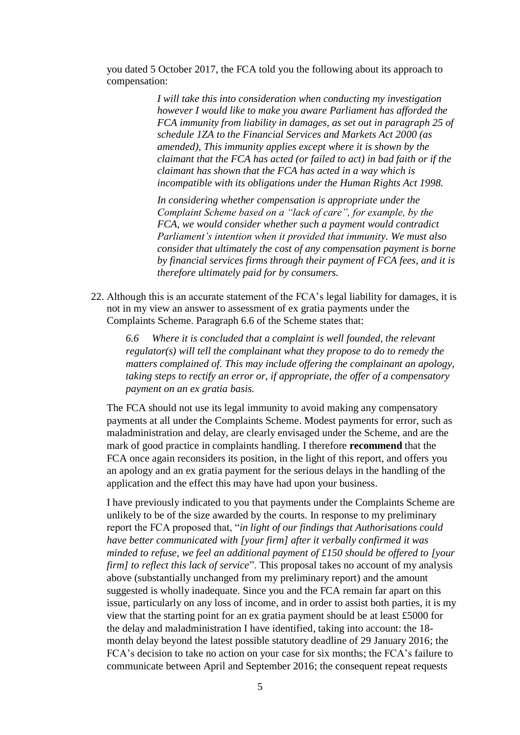you dated 5 October 2017, the FCA told you the following about its approach to compensation:

> *I will take this into consideration when conducting my investigation however I would like to make you aware Parliament has afforded the FCA immunity from liability in damages, as set out in paragraph 25 of schedule 1ZA to the Financial Services and Markets Act 2000 (as amended), This immunity applies except where it is shown by the claimant that the FCA has acted (or failed to act) in bad faith or if the claimant has shown that the FCA has acted in a way which is incompatible with its obligations under the Human Rights Act 1998.*
>
> *In considering whether compensation is appropriate under the Complaint Scheme based on a "lack of care", for example, by the FCA, we would consider whether such a payment would contradict Parliament's intention when it provided that immunity. We must also consider that ultimately the cost of any compensation payment is borne by financial services firms through their payment of FCA fees, and it is therefore ultimately paid for by consumers.*

22. Although this is an accurate statement of the FCA's legal liability for damages, it is not in my view an answer to assessment of ex gratia payments under the Complaints Scheme. Paragraph 6.6 of the Scheme states that:

    *6.6 Where it is concluded that a complaint is well founded, the relevant regulator(s) will tell the complainant what they propose to do to remedy the matters complained of. This may include offering the complainant an apology, taking steps to rectify an error or, if appropriate, the offer of a compensatory payment on an ex gratia basis.*

    The FCA should not use its legal immunity to avoid making any compensatory payments at all under the Complaints Scheme. Modest payments for error, such as maladministration and delay, are clearly envisaged under the Scheme, and are the mark of good practice in complaints handling. I therefore **recommend** that the FCA once again reconsiders its position, in the light of this report, and offers you an apology and an ex gratia payment for the serious delays in the handling of the application and the effect this may have had upon your business.

    I have previously indicated to you that payments under the Complaints Scheme are unlikely to be of the size awarded by the courts. In response to my preliminary report the FCA proposed that, "*in light of our findings that Authorisations could have better communicated with [your firm] after it verbally confirmed it was minded to refuse, we feel an additional payment of £150 should be offered to [your firm] to reflect this lack of service*". This proposal takes no account of my analysis above (substantially unchanged from my preliminary report) and the amount suggested is wholly inadequate. Since you and the FCA remain far apart on this issue, particularly on any loss of income, and in order to assist both parties, it is my view that the starting point for an ex gratia payment should be at least £5000 for the delay and maladministration I have identified, taking into account: the 18-month delay beyond the latest possible statutory deadline of 29 January 2016; the FCA's decision to take no action on your case for six months; the FCA's failure to communicate between April and September 2016; the consequent repeat requests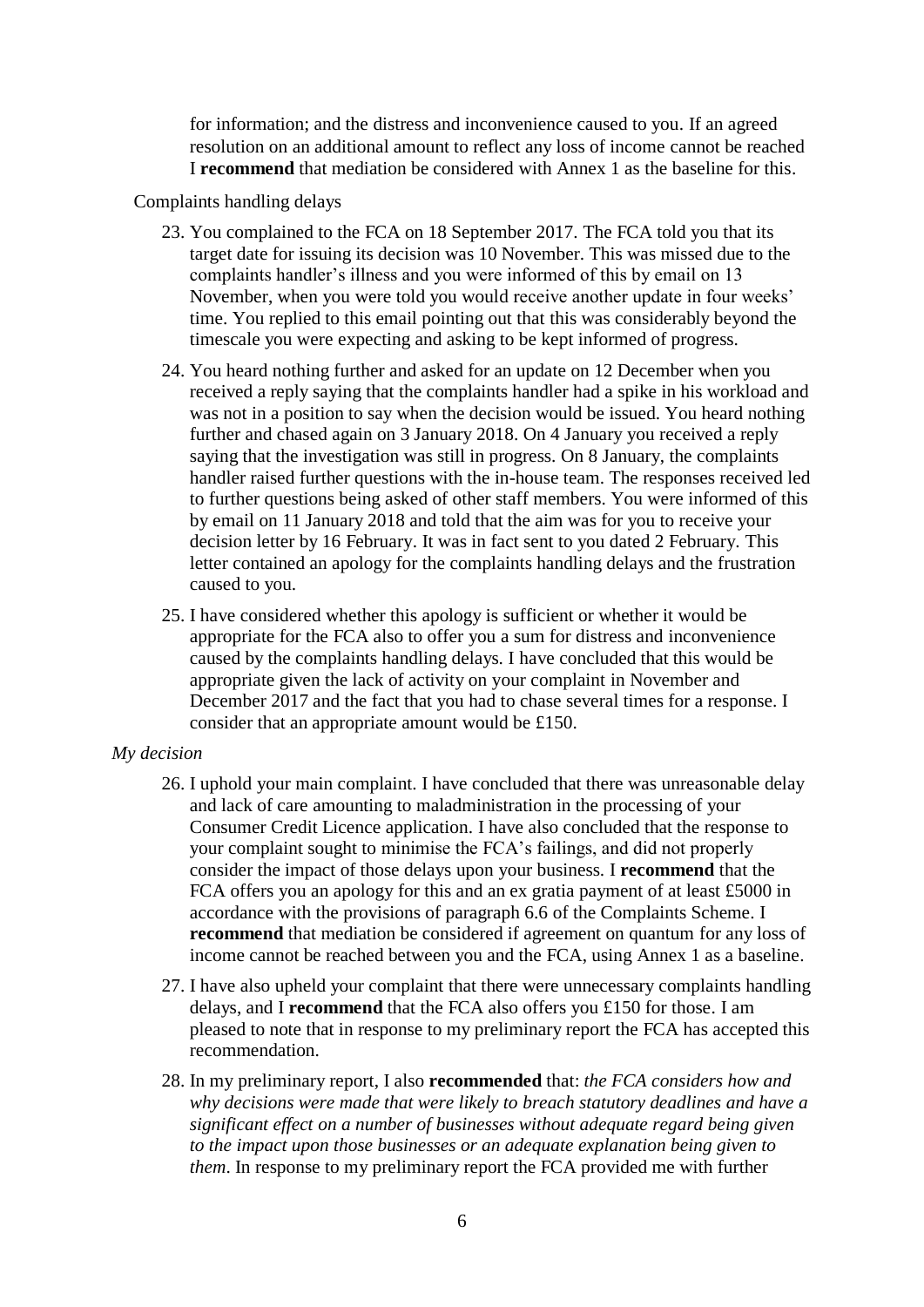for information; and the distress and inconvenience caused to you. If an agreed resolution on an additional amount to reflect any loss of income cannot be reached I **recommend** that mediation be considered with Annex 1 as the baseline for this.

Complaints handling delays

23. You complained to the FCA on 18 September 2017. The FCA told you that its target date for issuing its decision was 10 November. This was missed due to the complaints handler's illness and you were informed of this by email on 13 November, when you were told you would receive another update in four weeks' time. You replied to this email pointing out that this was considerably beyond the timescale you were expecting and asking to be kept informed of progress.

24. You heard nothing further and asked for an update on 12 December when you received a reply saying that the complaints handler had a spike in his workload and was not in a position to say when the decision would be issued. You heard nothing further and chased again on 3 January 2018. On 4 January you received a reply saying that the investigation was still in progress. On 8 January, the complaints handler raised further questions with the in-house team. The responses received led to further questions being asked of other staff members. You were informed of this by email on 11 January 2018 and told that the aim was for you to receive your decision letter by 16 February. It was in fact sent to you dated 2 February. This letter contained an apology for the complaints handling delays and the frustration caused to you.

25. I have considered whether this apology is sufficient or whether it would be appropriate for the FCA also to offer you a sum for distress and inconvenience caused by the complaints handling delays. I have concluded that this would be appropriate given the lack of activity on your complaint in November and December 2017 and the fact that you had to chase several times for a response. I consider that an appropriate amount would be £150.

*My decision*

26. I uphold your main complaint. I have concluded that there was unreasonable delay and lack of care amounting to maladministration in the processing of your Consumer Credit Licence application. I have also concluded that the response to your complaint sought to minimise the FCA's failings, and did not properly consider the impact of those delays upon your business. I **recommend** that the FCA offers you an apology for this and an ex gratia payment of at least £5000 in accordance with the provisions of paragraph 6.6 of the Complaints Scheme. I **recommend** that mediation be considered if agreement on quantum for any loss of income cannot be reached between you and the FCA, using Annex 1 as a baseline.

27. I have also upheld your complaint that there were unnecessary complaints handling delays, and I **recommend** that the FCA also offers you £150 for those. I am pleased to note that in response to my preliminary report the FCA has accepted this recommendation.

28. In my preliminary report, I also **recommended** that: *the FCA considers how and why decisions were made that were likely to breach statutory deadlines and have a significant effect on a number of businesses without adequate regard being given to the impact upon those businesses or an adequate explanation being given to them*. In response to my preliminary report the FCA provided me with further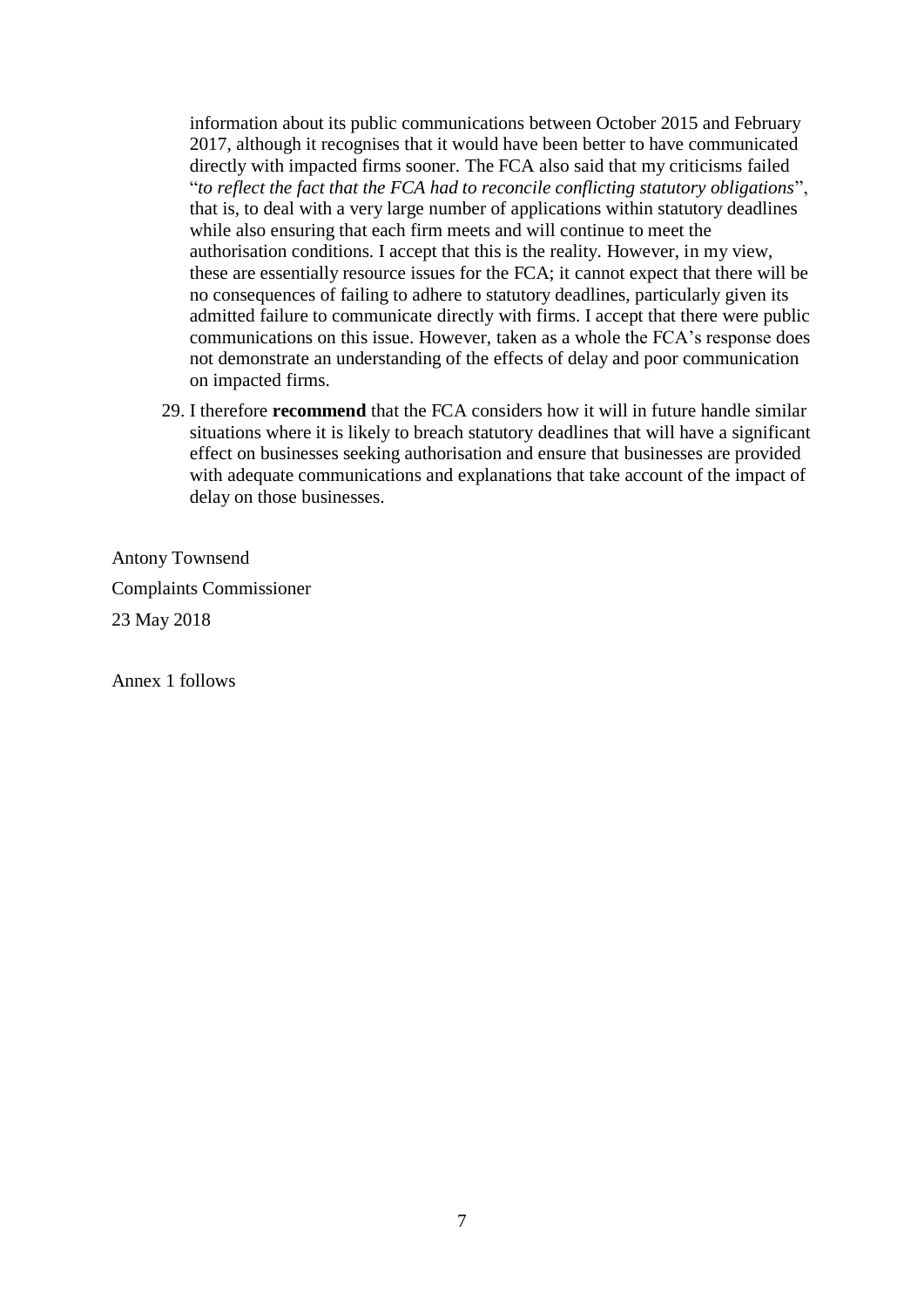information about its public communications between October 2015 and February 2017, although it recognises that it would have been better to have communicated directly with impacted firms sooner. The FCA also said that my criticisms failed "*to reflect the fact that the FCA had to reconcile conflicting statutory obligations*", that is, to deal with a very large number of applications within statutory deadlines while also ensuring that each firm meets and will continue to meet the authorisation conditions. I accept that this is the reality. However, in my view, these are essentially resource issues for the FCA; it cannot expect that there will be no consequences of failing to adhere to statutory deadlines, particularly given its admitted failure to communicate directly with firms. I accept that there were public communications on this issue. However, taken as a whole the FCA's response does not demonstrate an understanding of the effects of delay and poor communication on impacted firms.

29. I therefore **recommend** that the FCA considers how it will in future handle similar situations where it is likely to breach statutory deadlines that will have a significant effect on businesses seeking authorisation and ensure that businesses are provided with adequate communications and explanations that take account of the impact of delay on those businesses.

Antony Townsend

Complaints Commissioner

23 May 2018

Annex 1 follows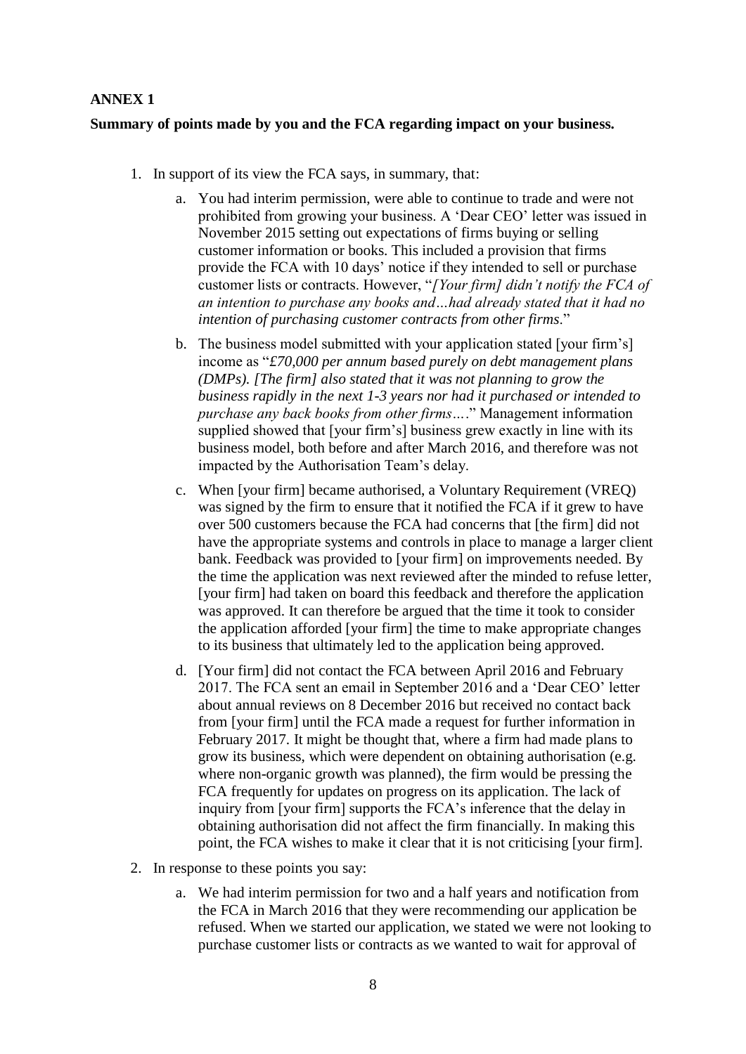**ANNEX 1**

**Summary of points made by you and the FCA regarding impact on your business.**

1. In support of its view the FCA says, in summary, that:

   a. You had interim permission, were able to continue to trade and were not prohibited from growing your business. A 'Dear CEO' letter was issued in November 2015 setting out expectations of firms buying or selling customer information or books. This included a provision that firms provide the FCA with 10 days' notice if they intended to sell or purchase customer lists or contracts. However, "*[Your firm] didn't notify the FCA of an intention to purchase any books and…had already stated that it had no intention of purchasing customer contracts from other firms*."

   b. The business model submitted with your application stated [your firm's] income as "*£70,000 per annum based purely on debt management plans (DMPs). [The firm] also stated that it was not planning to grow the business rapidly in the next 1-3 years nor had it purchased or intended to purchase any back books from other firms….*" Management information supplied showed that [your firm's] business grew exactly in line with its business model, both before and after March 2016, and therefore was not impacted by the Authorisation Team's delay.

   c. When [your firm] became authorised, a Voluntary Requirement (VREQ) was signed by the firm to ensure that it notified the FCA if it grew to have over 500 customers because the FCA had concerns that [the firm] did not have the appropriate systems and controls in place to manage a larger client bank. Feedback was provided to [your firm] on improvements needed. By the time the application was next reviewed after the minded to refuse letter, [your firm] had taken on board this feedback and therefore the application was approved. It can therefore be argued that the time it took to consider the application afforded [your firm] the time to make appropriate changes to its business that ultimately led to the application being approved.

   d. [Your firm] did not contact the FCA between April 2016 and February 2017. The FCA sent an email in September 2016 and a 'Dear CEO' letter about annual reviews on 8 December 2016 but received no contact back from [your firm] until the FCA made a request for further information in February 2017. It might be thought that, where a firm had made plans to grow its business, which were dependent on obtaining authorisation (e.g. where non-organic growth was planned), the firm would be pressing the FCA frequently for updates on progress on its application. The lack of inquiry from [your firm] supports the FCA's inference that the delay in obtaining authorisation did not affect the firm financially. In making this point, the FCA wishes to make it clear that it is not criticising [your firm].

2. In response to these points you say:

   a. We had interim permission for two and a half years and notification from the FCA in March 2016 that they were recommending our application be refused. When we started our application, we stated we were not looking to purchase customer lists or contracts as we wanted to wait for approval of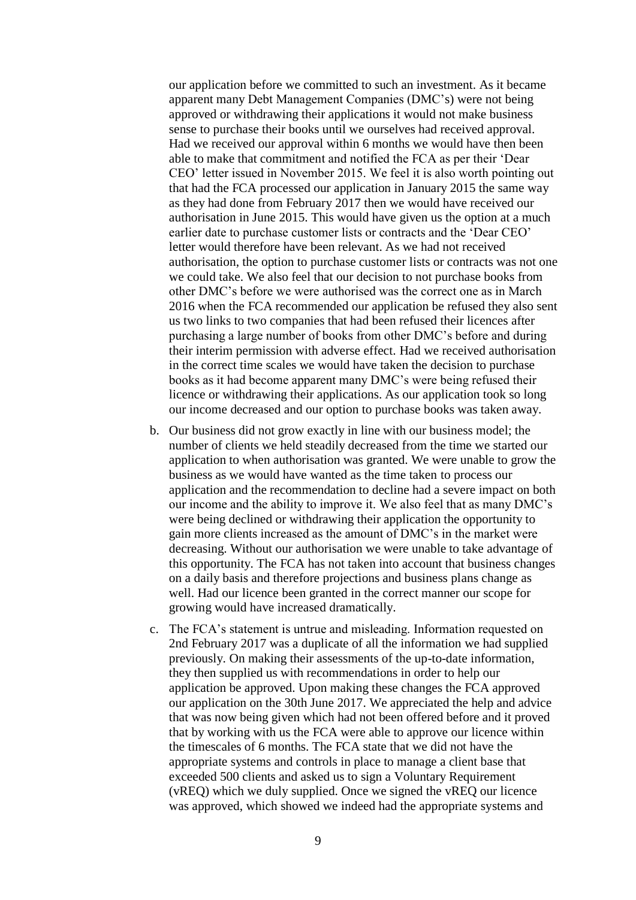our application before we committed to such an investment. As it became apparent many Debt Management Companies (DMC's) were not being approved or withdrawing their applications it would not make business sense to purchase their books until we ourselves had received approval. Had we received our approval within 6 months we would have then been able to make that commitment and notified the FCA as per their 'Dear CEO' letter issued in November 2015. We feel it is also worth pointing out that had the FCA processed our application in January 2015 the same way as they had done from February 2017 then we would have received our authorisation in June 2015. This would have given us the option at a much earlier date to purchase customer lists or contracts and the 'Dear CEO' letter would therefore have been relevant. As we had not received authorisation, the option to purchase customer lists or contracts was not one we could take. We also feel that our decision to not purchase books from other DMC's before we were authorised was the correct one as in March 2016 when the FCA recommended our application be refused they also sent us two links to two companies that had been refused their licences after purchasing a large number of books from other DMC's before and during their interim permission with adverse effect. Had we received authorisation in the correct time scales we would have taken the decision to purchase books as it had become apparent many DMC's were being refused their licence or withdrawing their applications. As our application took so long our income decreased and our option to purchase books was taken away.

b. Our business did not grow exactly in line with our business model; the number of clients we held steadily decreased from the time we started our application to when authorisation was granted. We were unable to grow the business as we would have wanted as the time taken to process our application and the recommendation to decline had a severe impact on both our income and the ability to improve it. We also feel that as many DMC's were being declined or withdrawing their application the opportunity to gain more clients increased as the amount of DMC's in the market were decreasing. Without our authorisation we were unable to take advantage of this opportunity. The FCA has not taken into account that business changes on a daily basis and therefore projections and business plans change as well. Had our licence been granted in the correct manner our scope for growing would have increased dramatically.

c. The FCA's statement is untrue and misleading. Information requested on 2nd February 2017 was a duplicate of all the information we had supplied previously. On making their assessments of the up-to-date information, they then supplied us with recommendations in order to help our application be approved. Upon making these changes the FCA approved our application on the 30th June 2017. We appreciated the help and advice that was now being given which had not been offered before and it proved that by working with us the FCA were able to approve our licence within the timescales of 6 months. The FCA state that we did not have the appropriate systems and controls in place to manage a client base that exceeded 500 clients and asked us to sign a Voluntary Requirement (vREQ) which we duly supplied. Once we signed the vREQ our licence was approved, which showed we indeed had the appropriate systems and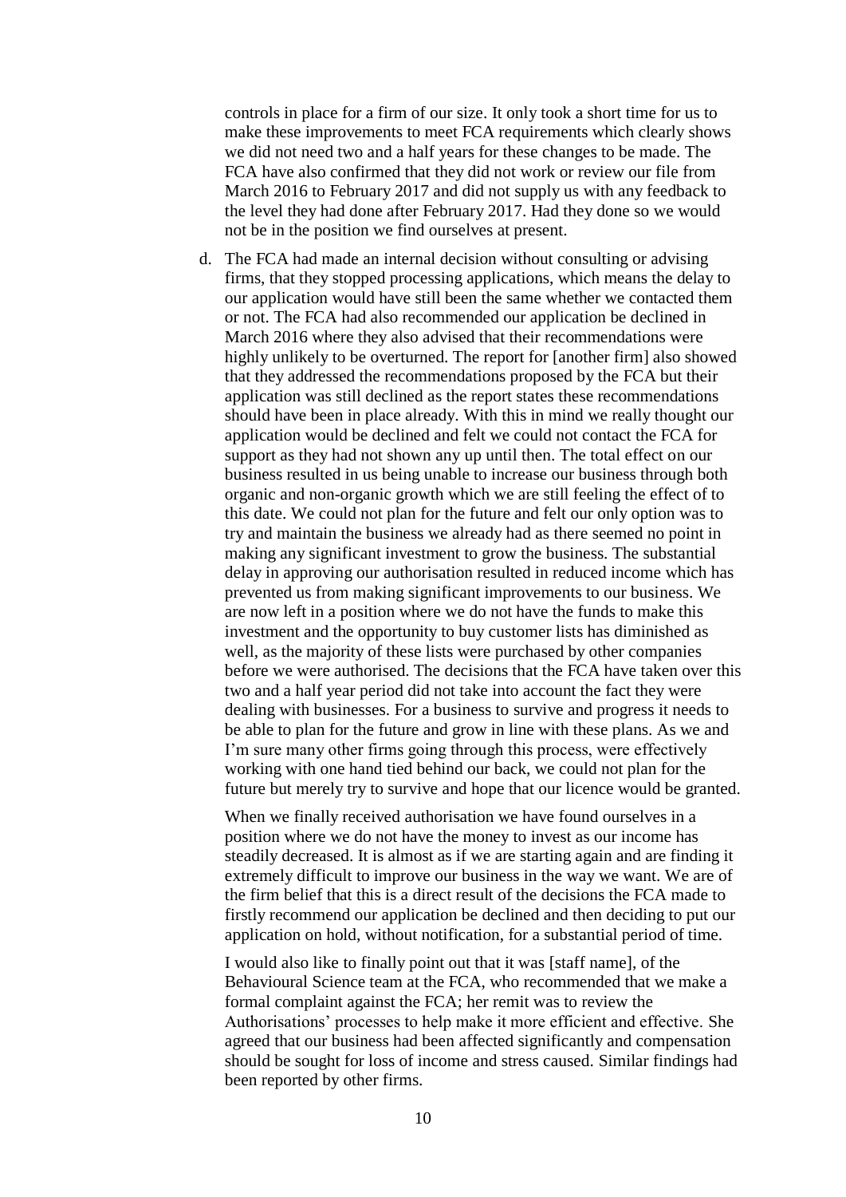controls in place for a firm of our size. It only took a short time for us to make these improvements to meet FCA requirements which clearly shows we did not need two and a half years for these changes to be made. The FCA have also confirmed that they did not work or review our file from March 2016 to February 2017 and did not supply us with any feedback to the level they had done after February 2017. Had they done so we would not be in the position we find ourselves at present.

d. The FCA had made an internal decision without consulting or advising firms, that they stopped processing applications, which means the delay to our application would have still been the same whether we contacted them or not. The FCA had also recommended our application be declined in March 2016 where they also advised that their recommendations were highly unlikely to be overturned. The report for [another firm] also showed that they addressed the recommendations proposed by the FCA but their application was still declined as the report states these recommendations should have been in place already. With this in mind we really thought our application would be declined and felt we could not contact the FCA for support as they had not shown any up until then. The total effect on our business resulted in us being unable to increase our business through both organic and non-organic growth which we are still feeling the effect of to this date. We could not plan for the future and felt our only option was to try and maintain the business we already had as there seemed no point in making any significant investment to grow the business. The substantial delay in approving our authorisation resulted in reduced income which has prevented us from making significant improvements to our business. We are now left in a position where we do not have the funds to make this investment and the opportunity to buy customer lists has diminished as well, as the majority of these lists were purchased by other companies before we were authorised. The decisions that the FCA have taken over this two and a half year period did not take into account the fact they were dealing with businesses. For a business to survive and progress it needs to be able to plan for the future and grow in line with these plans. As we and I'm sure many other firms going through this process, were effectively working with one hand tied behind our back, we could not plan for the future but merely try to survive and hope that our licence would be granted.

   When we finally received authorisation we have found ourselves in a position where we do not have the money to invest as our income has steadily decreased. It is almost as if we are starting again and are finding it extremely difficult to improve our business in the way we want. We are of the firm belief that this is a direct result of the decisions the FCA made to firstly recommend our application be declined and then deciding to put our application on hold, without notification, for a substantial period of time.

   I would also like to finally point out that it was [staff name], of the Behavioural Science team at the FCA, who recommended that we make a formal complaint against the FCA; her remit was to review the Authorisations' processes to help make it more efficient and effective. She agreed that our business had been affected significantly and compensation should be sought for loss of income and stress caused. Similar findings had been reported by other firms.